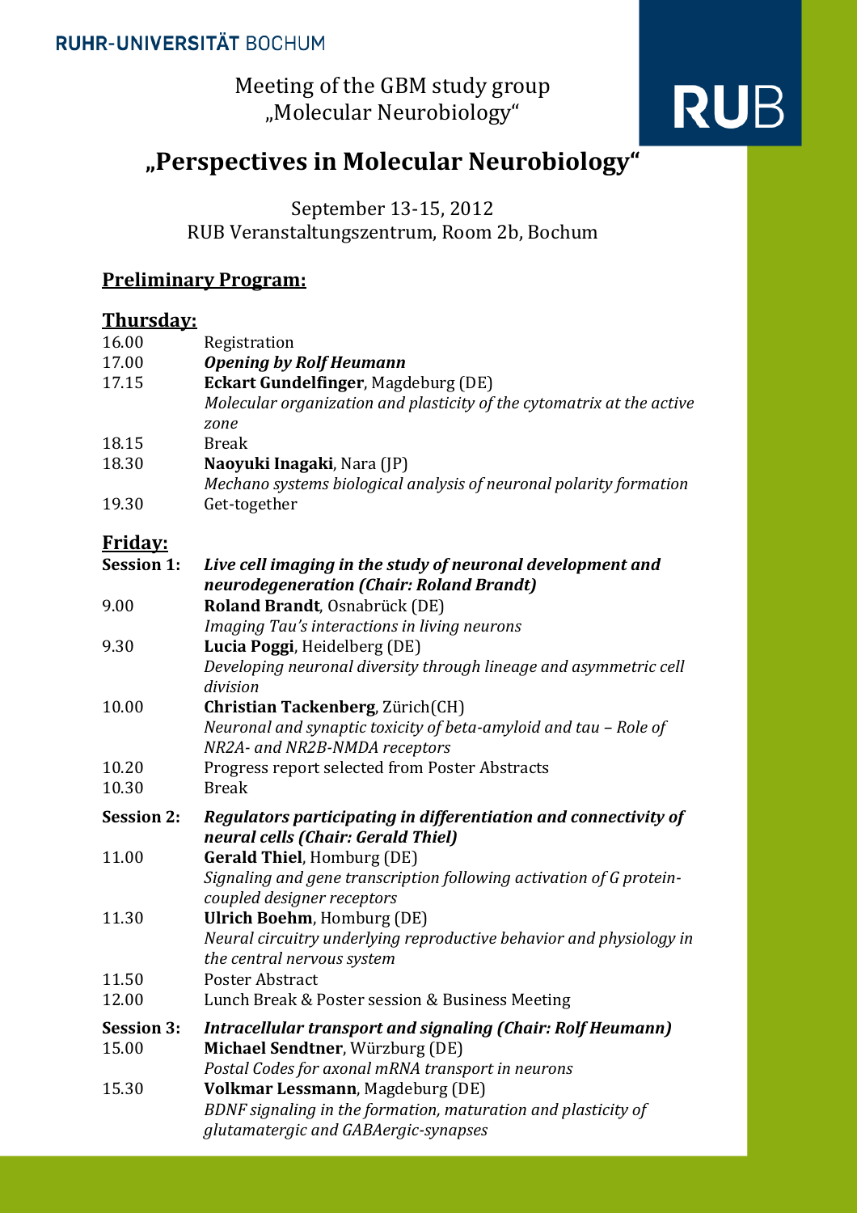RUHR-UNIVERSITÄT BOCHUM

Meeting of the GBM study group
„Molecular Neurobiology"

RUB

# „Perspectives in Molecular Neurobiology"

September 13-15, 2012
RUB Veranstaltungszentrum, Room 2b, Bochum

## Preliminary Program:

### Thursday:

| | |
|---|---|
| 16.00 | Registration |
| 17.00 | ***Opening by Rolf Heumann*** |
| 17.15 | **Eckart Gundelfinger**, Magdeburg (DE)<br>*Molecular organization and plasticity of the cytomatrix at the active zone* |
| 18.15 | Break |
| 18.30 | **Naoyuki Inagaki**, Nara (JP)<br>*Mechano systems biological analysis of neuronal polarity formation* |
| 19.30 | Get-together |

### Friday:

| | |
|---|---|
| **Session 1:** | ***Live cell imaging in the study of neuronal development and neurodegeneration (Chair: Roland Brandt)*** |
| 9.00 | **Roland Brandt**, Osnabrück (DE)<br>*Imaging Tau's interactions in living neurons* |
| 9.30 | **Lucia Poggi**, Heidelberg (DE)<br>*Developing neuronal diversity through lineage and asymmetric cell division* |
| 10.00 | **Christian Tackenberg**, Zürich(CH)<br>*Neuronal and synaptic toxicity of beta-amyloid and tau – Role of NR2A- and NR2B-NMDA receptors* |
| 10.20 | Progress report selected from Poster Abstracts |
| 10.30 | Break |
| **Session 2:** | ***Regulators participating in differentiation and connectivity of neural cells (Chair: Gerald Thiel)*** |
| 11.00 | **Gerald Thiel**, Homburg (DE)<br>*Signaling and gene transcription following activation of G protein-coupled designer receptors* |
| 11.30 | **Ulrich Boehm**, Homburg (DE)<br>*Neural circuitry underlying reproductive behavior and physiology in the central nervous system* |
| 11.50 | Poster Abstract |
| 12.00 | Lunch Break & Poster session & Business Meeting |
| **Session 3:** | ***Intracellular transport and signaling (Chair: Rolf Heumann)*** |
| 15.00 | **Michael Sendtner**, Würzburg (DE)<br>*Postal Codes for axonal mRNA transport in neurons* |
| 15.30 | **Volkmar Lessmann**, Magdeburg (DE)<br>*BDNF signaling in the formation, maturation and plasticity of glutamatergic and GABAergic-synapses* |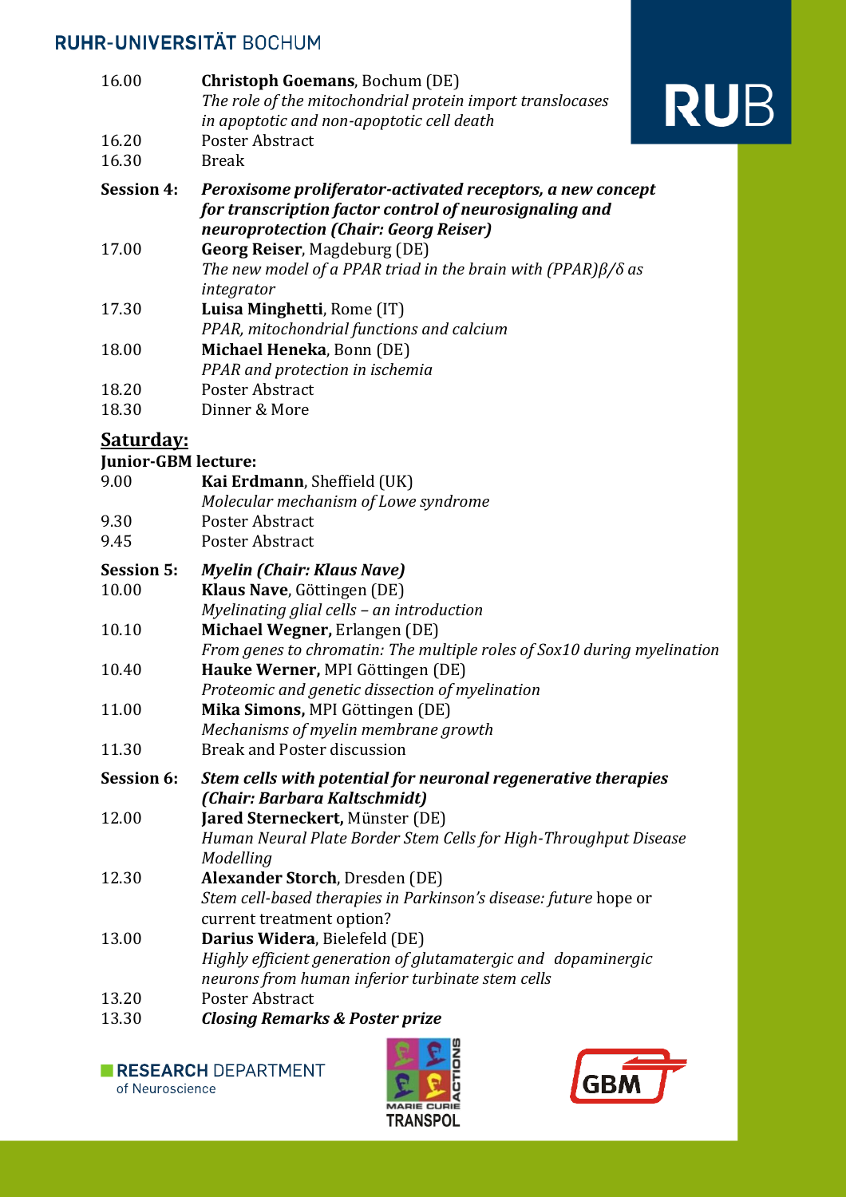16.00 **Christoph Goemans**, Bochum (DE)
*The role of the mitochondrial protein import translocases in apoptotic and non-apoptotic cell death*

16.20 Poster Abstract

16.30 Break

**Session 4:** ***Peroxisome proliferator-activated receptors, a new concept for transcription factor control of neurosignaling and neuroprotection (Chair: Georg Reiser)***

17.00 **Georg Reiser**, Magdeburg (DE)
*The new model of a PPAR triad in the brain with (PPAR)β/δ as integrator*

17.30 **Luisa Minghetti**, Rome (IT)
*PPAR, mitochondrial functions and calcium*

18.00 **Michael Heneka**, Bonn (DE)
*PPAR and protection in ischemia*

18.20 Poster Abstract

18.30 Dinner & More

## Saturday:

**Junior-GBM lecture:**

9.00 **Kai Erdmann**, Sheffield (UK)
*Molecular mechanism of Lowe syndrome*

9.30 Poster Abstract

9.45 Poster Abstract

**Session 5:** ***Myelin (Chair: Klaus Nave)***

10.00 **Klaus Nave**, Göttingen (DE)
*Myelinating glial cells – an introduction*

10.10 **Michael Wegner,** Erlangen (DE)
*From genes to chromatin: The multiple roles of Sox10 during myelination*

10.40 **Hauke Werner,** MPI Göttingen (DE)
*Proteomic and genetic dissection of myelination*

11.00 **Mika Simons,** MPI Göttingen (DE)
*Mechanisms of myelin membrane growth*

11.30 Break and Poster discussion

**Session 6:** ***Stem cells with potential for neuronal regenerative therapies (Chair: Barbara Kaltschmidt)***

12.00 **Jared Sterneckert,** Münster (DE)
*Human Neural Plate Border Stem Cells for High-Throughput Disease Modelling*

12.30 **Alexander Storch**, Dresden (DE)
*Stem cell-based therapies in Parkinson's disease: future* hope or current treatment option?

13.00 **Darius Widera**, Bielefeld (DE)
*Highly efficient generation of glutamatergic and dopaminergic neurons from human inferior turbinate stem cells*

13.20 Poster Abstract

13.30 ***Closing Remarks & Poster prize***

RESEARCH DEPARTMENT of Neuroscience

MARIE CURIE ACTIONS TRANSPOL

GBM